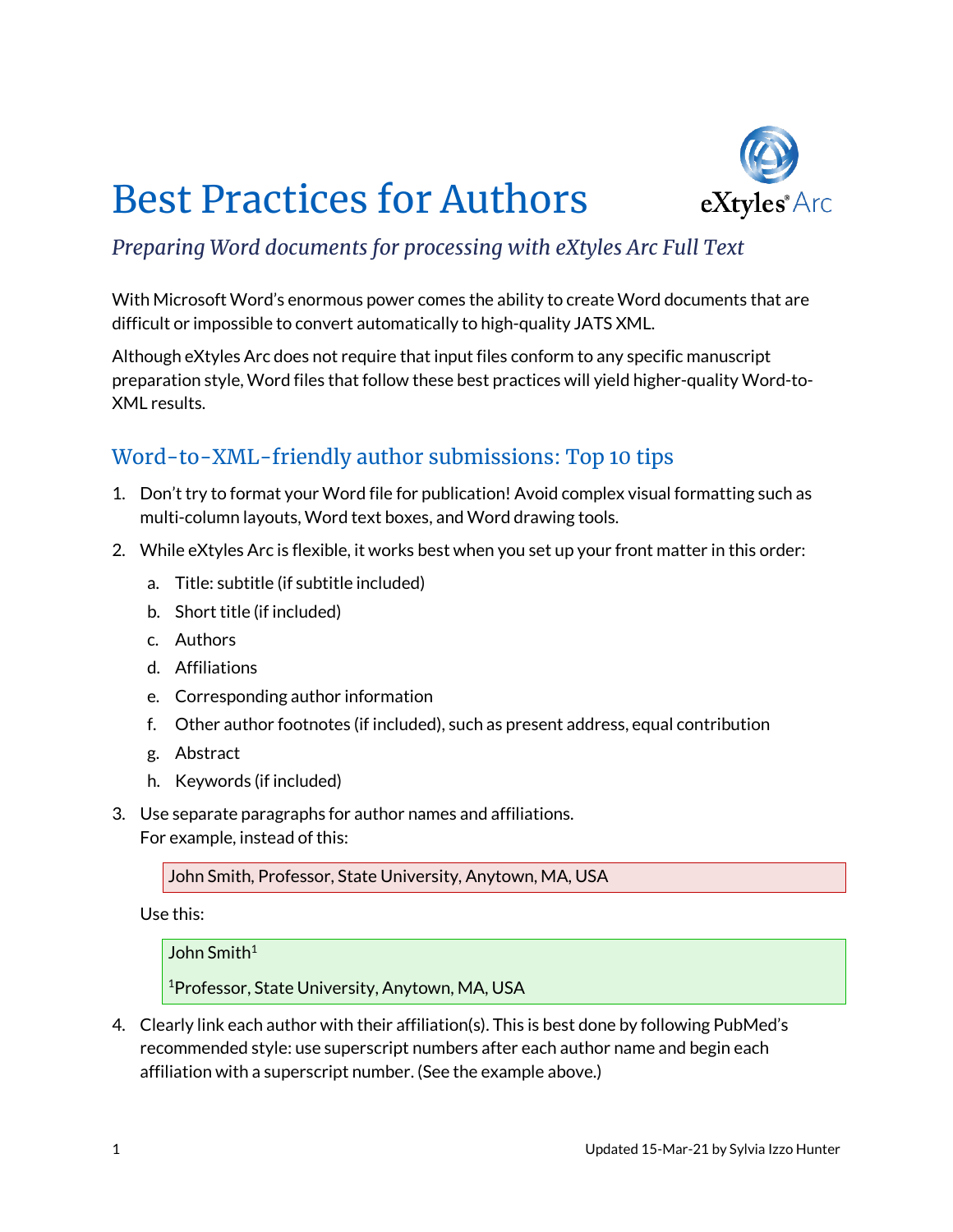# Best Practices for Authors

*Preparing Word documents for processing with eXtyles Arc Full Text*

With Microsoft Word's enormous power comes the ability to create Word documents that are difficult or impossible to convert automatically to high-quality JATS XML.

Although eXtyles Arc does not require that input files conform to any specific manuscript preparation style, Word files that follow these best practices will yield higher-quality Word-to-XML results.

## Word-to-XML-friendly author submissions: Top 10 tips

1. Don't try to format your Word file for publication! Avoid complex visual formatting such as multi-column layouts, Word text boxes, and Word drawing tools.
2. While eXtyles Arc is flexible, it works best when you set up your front matter in this order:
   a. Title: subtitle (if subtitle included)
   b. Short title (if included)
   c. Authors
   d. Affiliations
   e. Corresponding author information
   f. Other author footnotes (if included), such as present address, equal contribution
   g. Abstract
   h. Keywords (if included)
3. Use separate paragraphs for author names and affiliations.
   For example, instead of this:

   > John Smith, Professor, State University, Anytown, MA, USA

   Use this:

   > John Smith[1]
   >
   > [1]Professor, State University, Anytown, MA, USA

4. Clearly link each author with their affiliation(s). This is best done by following PubMed's recommended style: use superscript numbers after each author name and begin each affiliation with a superscript number. (See the example above.)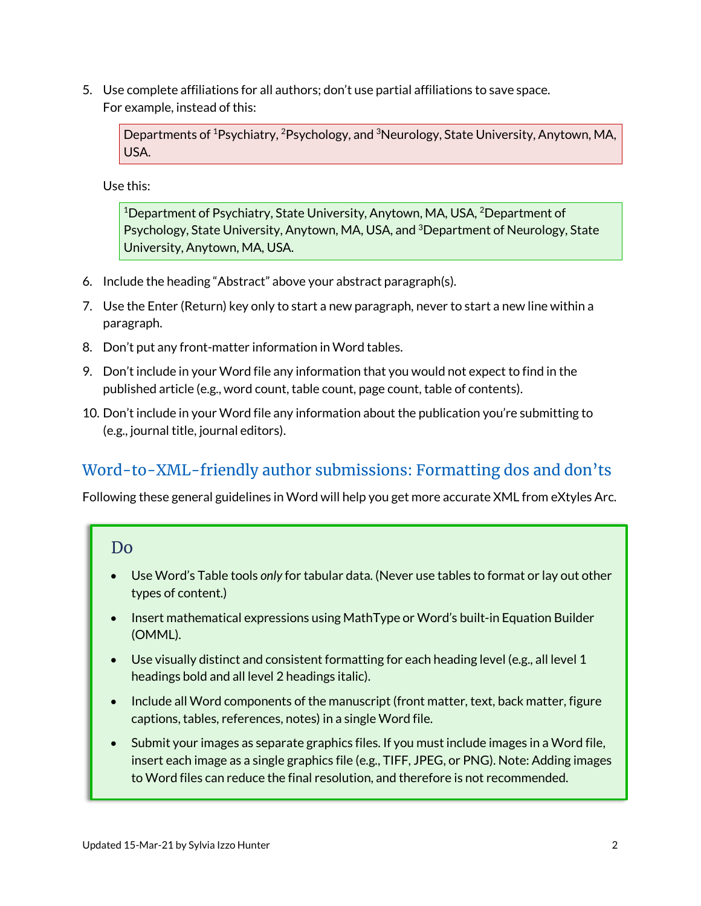5. Use complete affiliations for all authors; don't use partial affiliations to save space.
   For example, instead of this:

   > Departments of [1]Psychiatry, [2]Psychology, and [3]Neurology, State University, Anytown, MA, USA.

   Use this:

   > [1]Department of Psychiatry, State University, Anytown, MA, USA, [2]Department of Psychology, State University, Anytown, MA, USA, and [3]Department of Neurology, State University, Anytown, MA, USA.

6. Include the heading "Abstract" above your abstract paragraph(s).
7. Use the Enter (Return) key only to start a new paragraph, never to start a new line within a paragraph.
8. Don't put any front-matter information in Word tables.
9. Don't include in your Word file any information that you would not expect to find in the published article (e.g., word count, table count, page count, table of contents).
10. Don't include in your Word file any information about the publication you're submitting to (e.g., journal title, journal editors).

## Word-to-XML-friendly author submissions: Formatting dos and don'ts

Following these general guidelines in Word will help you get more accurate XML from eXtyles Arc.

### Do

- Use Word's Table tools *only* for tabular data. (Never use tables to format or lay out other types of content.)
- Insert mathematical expressions using MathType or Word's built-in Equation Builder (OMML).
- Use visually distinct and consistent formatting for each heading level (e.g., all level 1 headings bold and all level 2 headings italic).
- Include all Word components of the manuscript (front matter, text, back matter, figure captions, tables, references, notes) in a single Word file.
- Submit your images as separate graphics files. If you must include images in a Word file, insert each image as a single graphics file (e.g., TIFF, JPEG, or PNG). Note: Adding images to Word files can reduce the final resolution, and therefore is not recommended.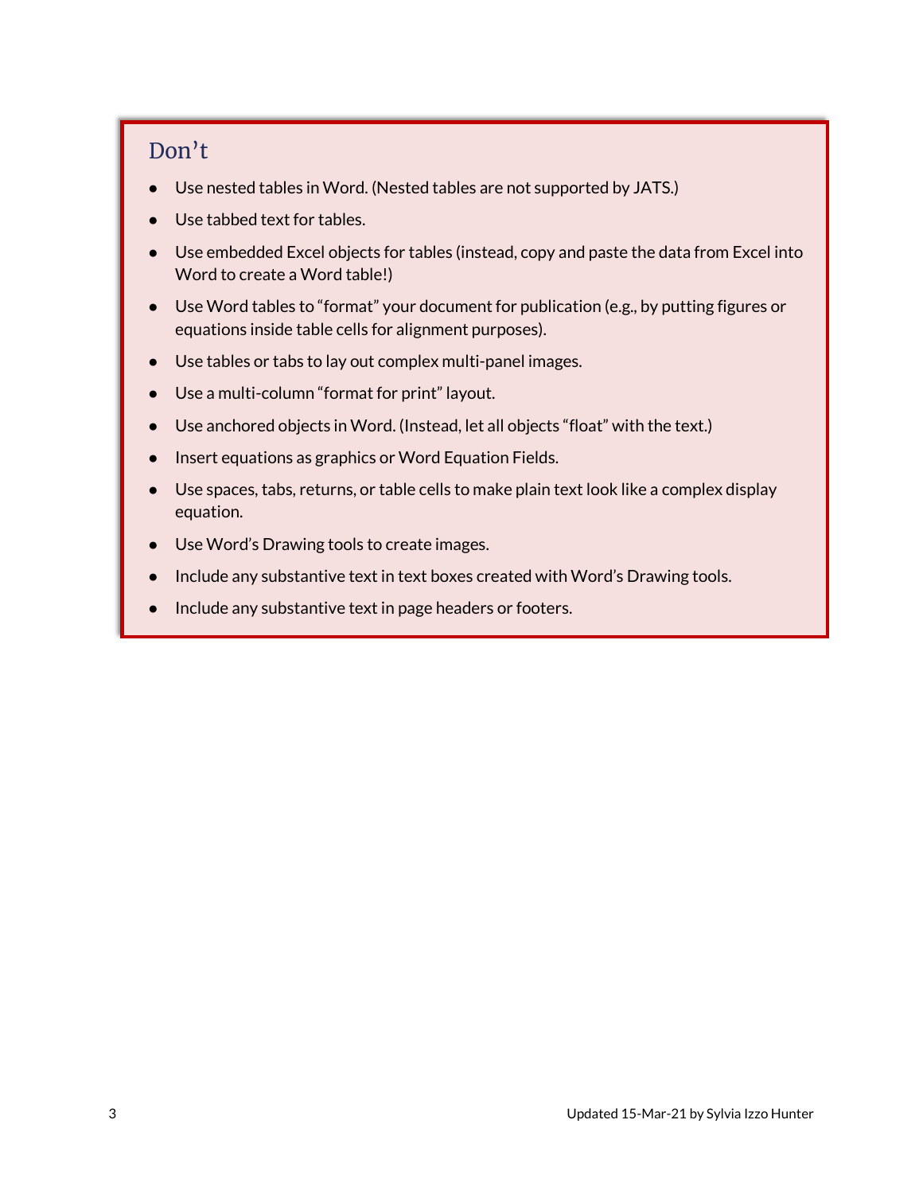## Don't

- Use nested tables in Word. (Nested tables are not supported by JATS.)
- Use tabbed text for tables.
- Use embedded Excel objects for tables (instead, copy and paste the data from Excel into Word to create a Word table!)
- Use Word tables to "format" your document for publication (e.g., by putting figures or equations inside table cells for alignment purposes).
- Use tables or tabs to lay out complex multi-panel images.
- Use a multi-column "format for print" layout.
- Use anchored objects in Word. (Instead, let all objects "float" with the text.)
- Insert equations as graphics or Word Equation Fields.
- Use spaces, tabs, returns, or table cells to make plain text look like a complex display equation.
- Use Word's Drawing tools to create images.
- Include any substantive text in text boxes created with Word's Drawing tools.
- Include any substantive text in page headers or footers.